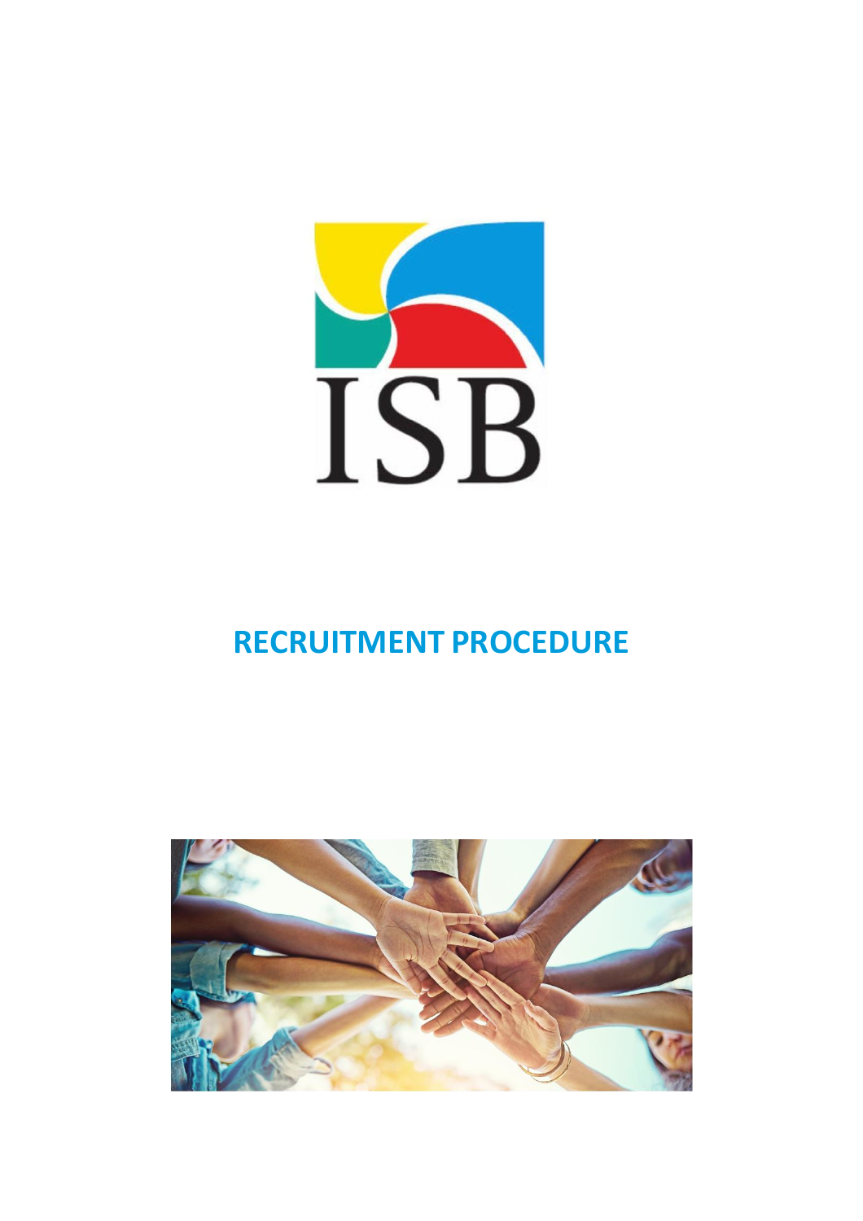ISB

# RECRUITMENT PROCEDURE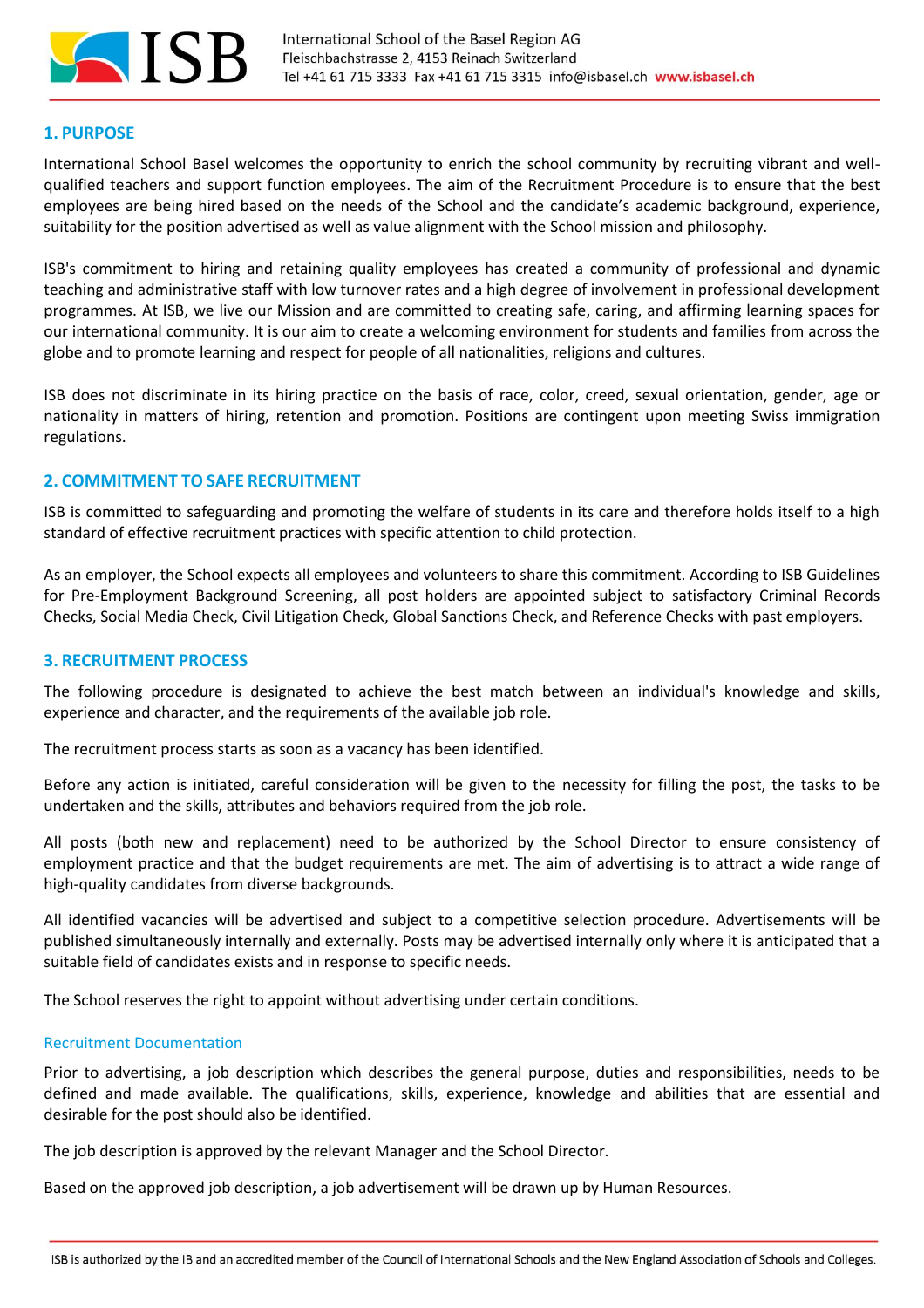## 1. PURPOSE

International School Basel welcomes the opportunity to enrich the school community by recruiting vibrant and well-qualified teachers and support function employees. The aim of the Recruitment Procedure is to ensure that the best employees are being hired based on the needs of the School and the candidate's academic background, experience, suitability for the position advertised as well as value alignment with the School mission and philosophy.

ISB's commitment to hiring and retaining quality employees has created a community of professional and dynamic teaching and administrative staff with low turnover rates and a high degree of involvement in professional development programmes. At ISB, we live our Mission and are committed to creating safe, caring, and affirming learning spaces for our international community. It is our aim to create a welcoming environment for students and families from across the globe and to promote learning and respect for people of all nationalities, religions and cultures.

ISB does not discriminate in its hiring practice on the basis of race, color, creed, sexual orientation, gender, age or nationality in matters of hiring, retention and promotion. Positions are contingent upon meeting Swiss immigration regulations.

## 2. COMMITMENT TO SAFE RECRUITMENT

ISB is committed to safeguarding and promoting the welfare of students in its care and therefore holds itself to a high standard of effective recruitment practices with specific attention to child protection.

As an employer, the School expects all employees and volunteers to share this commitment. According to ISB Guidelines for Pre-Employment Background Screening, all post holders are appointed subject to satisfactory Criminal Records Checks, Social Media Check, Civil Litigation Check, Global Sanctions Check, and Reference Checks with past employers.

## 3. RECRUITMENT PROCESS

The following procedure is designated to achieve the best match between an individual's knowledge and skills, experience and character, and the requirements of the available job role.

The recruitment process starts as soon as a vacancy has been identified.

Before any action is initiated, careful consideration will be given to the necessity for filling the post, the tasks to be undertaken and the skills, attributes and behaviors required from the job role.

All posts (both new and replacement) need to be authorized by the School Director to ensure consistency of employment practice and that the budget requirements are met. The aim of advertising is to attract a wide range of high-quality candidates from diverse backgrounds.

All identified vacancies will be advertised and subject to a competitive selection procedure. Advertisements will be published simultaneously internally and externally. Posts may be advertised internally only where it is anticipated that a suitable field of candidates exists and in response to specific needs.

The School reserves the right to appoint without advertising under certain conditions.

### Recruitment Documentation

Prior to advertising, a job description which describes the general purpose, duties and responsibilities, needs to be defined and made available. The qualifications, skills, experience, knowledge and abilities that are essential and desirable for the post should also be identified.

The job description is approved by the relevant Manager and the School Director.

Based on the approved job description, a job advertisement will be drawn up by Human Resources.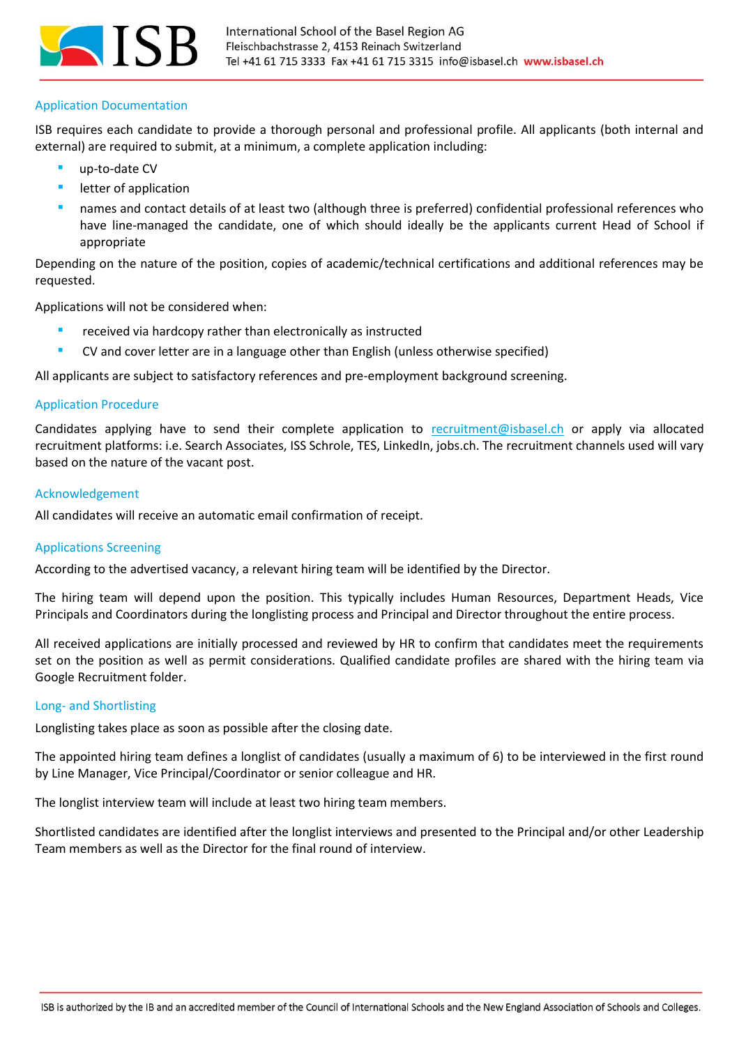## Application Documentation

ISB requires each candidate to provide a thorough personal and professional profile. All applicants (both internal and external) are required to submit, at a minimum, a complete application including:

- up-to-date CV
- letter of application
- names and contact details of at least two (although three is preferred) confidential professional references who have line-managed the candidate, one of which should ideally be the applicants current Head of School if appropriate

Depending on the nature of the position, copies of academic/technical certifications and additional references may be requested.

Applications will not be considered when:

- received via hardcopy rather than electronically as instructed
- CV and cover letter are in a language other than English (unless otherwise specified)

All applicants are subject to satisfactory references and pre-employment background screening.

## Application Procedure

Candidates applying have to send their complete application to recruitment@isbasel.ch or apply via allocated recruitment platforms: i.e. Search Associates, ISS Schrole, TES, LinkedIn, jobs.ch. The recruitment channels used will vary based on the nature of the vacant post.

## Acknowledgement

All candidates will receive an automatic email confirmation of receipt.

## Applications Screening

According to the advertised vacancy, a relevant hiring team will be identified by the Director.

The hiring team will depend upon the position. This typically includes Human Resources, Department Heads, Vice Principals and Coordinators during the longlisting process and Principal and Director throughout the entire process.

All received applications are initially processed and reviewed by HR to confirm that candidates meet the requirements set on the position as well as permit considerations. Qualified candidate profiles are shared with the hiring team via Google Recruitment folder.

## Long- and Shortlisting

Longlisting takes place as soon as possible after the closing date.

The appointed hiring team defines a longlist of candidates (usually a maximum of 6) to be interviewed in the first round by Line Manager, Vice Principal/Coordinator or senior colleague and HR.

The longlist interview team will include at least two hiring team members.

Shortlisted candidates are identified after the longlist interviews and presented to the Principal and/or other Leadership Team members as well as the Director for the final round of interview.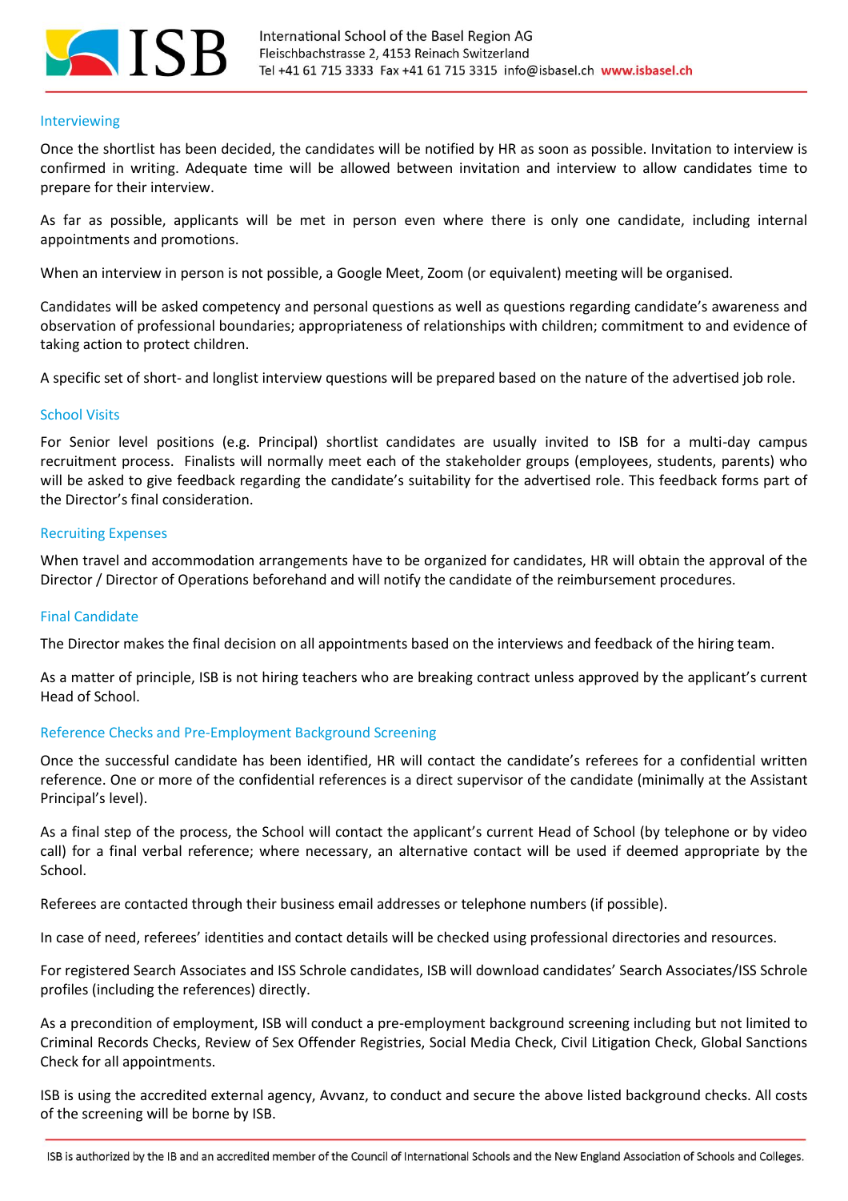## Interviewing

Once the shortlist has been decided, the candidates will be notified by HR as soon as possible. Invitation to interview is confirmed in writing. Adequate time will be allowed between invitation and interview to allow candidates time to prepare for their interview.

As far as possible, applicants will be met in person even where there is only one candidate, including internal appointments and promotions.

When an interview in person is not possible, a Google Meet, Zoom (or equivalent) meeting will be organised.

Candidates will be asked competency and personal questions as well as questions regarding candidate's awareness and observation of professional boundaries; appropriateness of relationships with children; commitment to and evidence of taking action to protect children.

A specific set of short- and longlist interview questions will be prepared based on the nature of the advertised job role.

## School Visits

For Senior level positions (e.g. Principal) shortlist candidates are usually invited to ISB for a multi-day campus recruitment process. Finalists will normally meet each of the stakeholder groups (employees, students, parents) who will be asked to give feedback regarding the candidate's suitability for the advertised role. This feedback forms part of the Director's final consideration.

## Recruiting Expenses

When travel and accommodation arrangements have to be organized for candidates, HR will obtain the approval of the Director / Director of Operations beforehand and will notify the candidate of the reimbursement procedures.

## Final Candidate

The Director makes the final decision on all appointments based on the interviews and feedback of the hiring team.

As a matter of principle, ISB is not hiring teachers who are breaking contract unless approved by the applicant's current Head of School.

## Reference Checks and Pre-Employment Background Screening

Once the successful candidate has been identified, HR will contact the candidate's referees for a confidential written reference. One or more of the confidential references is a direct supervisor of the candidate (minimally at the Assistant Principal's level).

As a final step of the process, the School will contact the applicant's current Head of School (by telephone or by video call) for a final verbal reference; where necessary, an alternative contact will be used if deemed appropriate by the School.

Referees are contacted through their business email addresses or telephone numbers (if possible).

In case of need, referees' identities and contact details will be checked using professional directories and resources.

For registered Search Associates and ISS Schrole candidates, ISB will download candidates' Search Associates/ISS Schrole profiles (including the references) directly.

As a precondition of employment, ISB will conduct a pre-employment background screening including but not limited to Criminal Records Checks, Review of Sex Offender Registries, Social Media Check, Civil Litigation Check, Global Sanctions Check for all appointments.

ISB is using the accredited external agency, Avvanz, to conduct and secure the above listed background checks. All costs of the screening will be borne by ISB.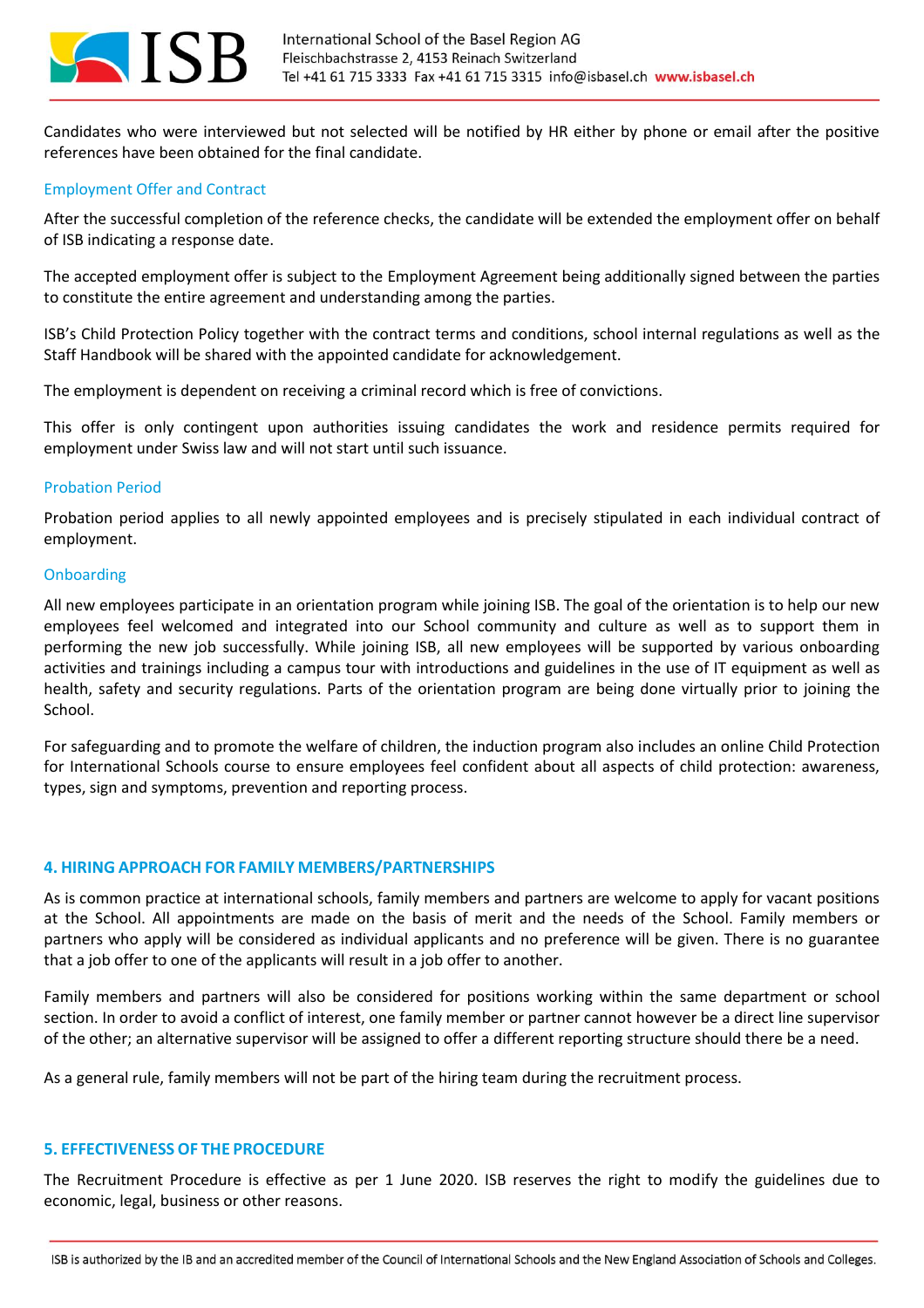Candidates who were interviewed but not selected will be notified by HR either by phone or email after the positive references have been obtained for the final candidate.

### Employment Offer and Contract

After the successful completion of the reference checks, the candidate will be extended the employment offer on behalf of ISB indicating a response date.

The accepted employment offer is subject to the Employment Agreement being additionally signed between the parties to constitute the entire agreement and understanding among the parties.

ISB's Child Protection Policy together with the contract terms and conditions, school internal regulations as well as the Staff Handbook will be shared with the appointed candidate for acknowledgement.

The employment is dependent on receiving a criminal record which is free of convictions.

This offer is only contingent upon authorities issuing candidates the work and residence permits required for employment under Swiss law and will not start until such issuance.

### Probation Period

Probation period applies to all newly appointed employees and is precisely stipulated in each individual contract of employment.

### Onboarding

All new employees participate in an orientation program while joining ISB. The goal of the orientation is to help our new employees feel welcomed and integrated into our School community and culture as well as to support them in performing the new job successfully. While joining ISB, all new employees will be supported by various onboarding activities and trainings including a campus tour with introductions and guidelines in the use of IT equipment as well as health, safety and security regulations. Parts of the orientation program are being done virtually prior to joining the School.

For safeguarding and to promote the welfare of children, the induction program also includes an online Child Protection for International Schools course to ensure employees feel confident about all aspects of child protection: awareness, types, sign and symptoms, prevention and reporting process.

## 4. HIRING APPROACH FOR FAMILY MEMBERS/PARTNERSHIPS

As is common practice at international schools, family members and partners are welcome to apply for vacant positions at the School. All appointments are made on the basis of merit and the needs of the School. Family members or partners who apply will be considered as individual applicants and no preference will be given. There is no guarantee that a job offer to one of the applicants will result in a job offer to another.

Family members and partners will also be considered for positions working within the same department or school section. In order to avoid a conflict of interest, one family member or partner cannot however be a direct line supervisor of the other; an alternative supervisor will be assigned to offer a different reporting structure should there be a need.

As a general rule, family members will not be part of the hiring team during the recruitment process.

## 5. EFFECTIVENESS OF THE PROCEDURE

The Recruitment Procedure is effective as per 1 June 2020. ISB reserves the right to modify the guidelines due to economic, legal, business or other reasons.